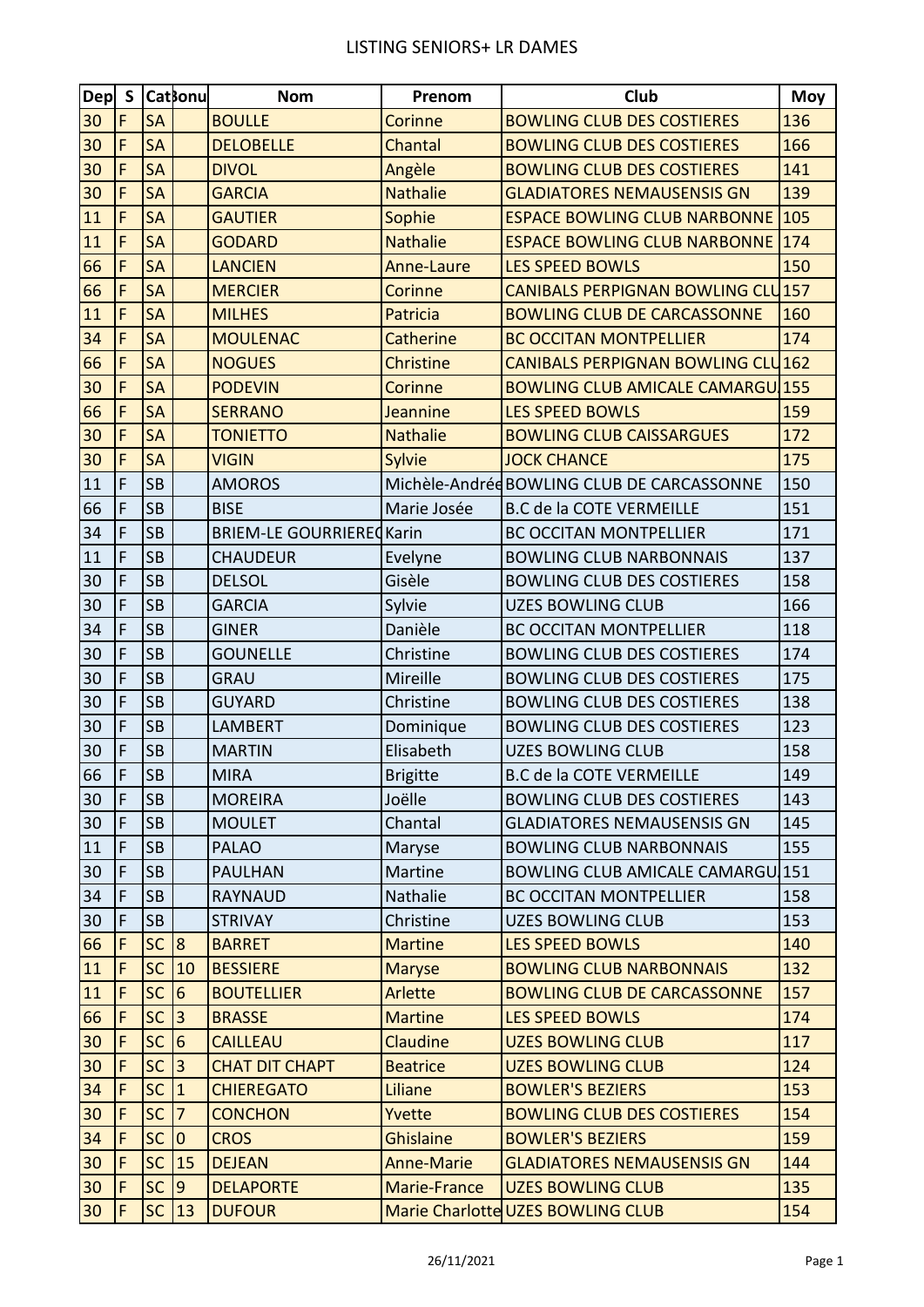# LISTING SENIORS+ LR DAMES

| Dep | S | Cat | Bonu | Nom | Prenom | Club | Moy |
|---|---|---|---|---|---|---|---|
| 30 | F | SA | | BOULLE | Corinne | BOWLING CLUB DES COSTIERES | 136 |
| 30 | F | SA | | DELOBELLE | Chantal | BOWLING CLUB DES COSTIERES | 166 |
| 30 | F | SA | | DIVOL | Angèle | BOWLING CLUB DES COSTIERES | 141 |
| 30 | F | SA | | GARCIA | Nathalie | GLADIATORES NEMAUSENSIS GN | 139 |
| 11 | F | SA | | GAUTIER | Sophie | ESPACE BOWLING CLUB NARBONNE | 105 |
| 11 | F | SA | | GODARD | Nathalie | ESPACE BOWLING CLUB NARBONNE | 174 |
| 66 | F | SA | | LANCIEN | Anne-Laure | LES SPEED BOWLS | 150 |
| 66 | F | SA | | MERCIER | Corinne | CANIBALS PERPIGNAN BOWLING CLU | 157 |
| 11 | F | SA | | MILHES | Patricia | BOWLING CLUB DE CARCASSONNE | 160 |
| 34 | F | SA | | MOULENAC | Catherine | BC OCCITAN MONTPELLIER | 174 |
| 66 | F | SA | | NOGUES | Christine | CANIBALS PERPIGNAN BOWLING CLU | 162 |
| 30 | F | SA | | PODEVIN | Corinne | BOWLING CLUB AMICALE CAMARGU | 155 |
| 66 | F | SA | | SERRANO | Jeannine | LES SPEED BOWLS | 159 |
| 30 | F | SA | | TONIETTO | Nathalie | BOWLING CLUB CAISSARGUES | 172 |
| 30 | F | SA | | VIGIN | Sylvie | JOCK CHANCE | 175 |
| 11 | F | SB | | AMOROS | Michèle-Andrée | BOWLING CLUB DE CARCASSONNE | 150 |
| 66 | F | SB | | BISE | Marie Josée | B.C de la COTE VERMEILLE | 151 |
| 34 | F | SB | | BRIEM-LE GOURRIEREC | Karin | BC OCCITAN MONTPELLIER | 171 |
| 11 | F | SB | | CHAUDEUR | Evelyne | BOWLING CLUB NARBONNAIS | 137 |
| 30 | F | SB | | DELSOL | Gisèle | BOWLING CLUB DES COSTIERES | 158 |
| 30 | F | SB | | GARCIA | Sylvie | UZES BOWLING CLUB | 166 |
| 34 | F | SB | | GINER | Danièle | BC OCCITAN MONTPELLIER | 118 |
| 30 | F | SB | | GOUNELLE | Christine | BOWLING CLUB DES COSTIERES | 174 |
| 30 | F | SB | | GRAU | Mireille | BOWLING CLUB DES COSTIERES | 175 |
| 30 | F | SB | | GUYARD | Christine | BOWLING CLUB DES COSTIERES | 138 |
| 30 | F | SB | | LAMBERT | Dominique | BOWLING CLUB DES COSTIERES | 123 |
| 30 | F | SB | | MARTIN | Elisabeth | UZES BOWLING CLUB | 158 |
| 66 | F | SB | | MIRA | Brigitte | B.C de la COTE VERMEILLE | 149 |
| 30 | F | SB | | MOREIRA | Joëlle | BOWLING CLUB DES COSTIERES | 143 |
| 30 | F | SB | | MOULET | Chantal | GLADIATORES NEMAUSENSIS GN | 145 |
| 11 | F | SB | | PALAO | Maryse | BOWLING CLUB NARBONNAIS | 155 |
| 30 | F | SB | | PAULHAN | Martine | BOWLING CLUB AMICALE CAMARGU | 151 |
| 34 | F | SB | | RAYNAUD | Nathalie | BC OCCITAN MONTPELLIER | 158 |
| 30 | F | SB | | STRIVAY | Christine | UZES BOWLING CLUB | 153 |
| 66 | F | SC | 8 | BARRET | Martine | LES SPEED BOWLS | 140 |
| 11 | F | SC | 10 | BESSIERE | Maryse | BOWLING CLUB NARBONNAIS | 132 |
| 11 | F | SC | 6 | BOUTELLIER | Arlette | BOWLING CLUB DE CARCASSONNE | 157 |
| 66 | F | SC | 3 | BRASSE | Martine | LES SPEED BOWLS | 174 |
| 30 | F | SC | 6 | CAILLEAU | Claudine | UZES BOWLING CLUB | 117 |
| 30 | F | SC | 3 | CHAT DIT CHAPT | Beatrice | UZES BOWLING CLUB | 124 |
| 34 | F | SC | 1 | CHIEREGATO | Liliane | BOWLER'S BEZIERS | 153 |
| 30 | F | SC | 7 | CONCHON | Yvette | BOWLING CLUB DES COSTIERES | 154 |
| 34 | F | SC | 0 | CROS | Ghislaine | BOWLER'S BEZIERS | 159 |
| 30 | F | SC | 15 | DEJEAN | Anne-Marie | GLADIATORES NEMAUSENSIS GN | 144 |
| 30 | F | SC | 9 | DELAPORTE | Marie-France | UZES BOWLING CLUB | 135 |
| 30 | F | SC | 13 | DUFOUR | Marie Charlotte | UZES BOWLING CLUB | 154 |

26/11/2021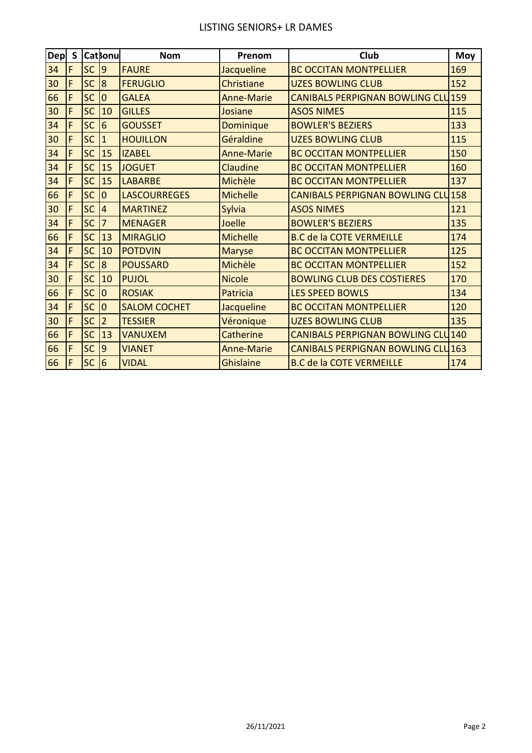# LISTING SENIORS+ LR DAMES

| Dep | S | Cat | Bonu | Nom | Prenom | Club | Moy |
|---|---|---|---|---|---|---|---|
| 34 | F | SC | 9 | FAURE | Jacqueline | BC OCCITAN MONTPELLIER | 169 |
| 30 | F | SC | 8 | FERUGLIO | Christiane | UZES BOWLING CLUB | 152 |
| 66 | F | SC | 0 | GALEA | Anne-Marie | CANIBALS PERPIGNAN BOWLING CLU | 159 |
| 30 | F | SC | 10 | GILLES | Josiane | ASOS NIMES | 115 |
| 34 | F | SC | 6 | GOUSSET | Dominique | BOWLER'S BEZIERS | 133 |
| 30 | F | SC | 1 | HOUILLON | Géraldine | UZES BOWLING CLUB | 115 |
| 34 | F | SC | 15 | IZABEL | Anne-Marie | BC OCCITAN MONTPELLIER | 150 |
| 34 | F | SC | 15 | JOGUET | Claudine | BC OCCITAN MONTPELLIER | 160 |
| 34 | F | SC | 15 | LABARBE | Michèle | BC OCCITAN MONTPELLIER | 137 |
| 66 | F | SC | 0 | LASCOURREGES | Michelle | CANIBALS PERPIGNAN BOWLING CLU | 158 |
| 30 | F | SC | 4 | MARTINEZ | Sylvia | ASOS NIMES | 121 |
| 34 | F | SC | 7 | MENAGER | Joelle | BOWLER'S BEZIERS | 135 |
| 66 | F | SC | 13 | MIRAGLIO | Michelle | B.C de la COTE VERMEILLE | 174 |
| 34 | F | SC | 10 | POTDVIN | Maryse | BC OCCITAN MONTPELLIER | 125 |
| 34 | F | SC | 8 | POUSSARD | Michèle | BC OCCITAN MONTPELLIER | 152 |
| 30 | F | SC | 10 | PUJOL | Nicole | BOWLING CLUB DES COSTIERES | 170 |
| 66 | F | SC | 0 | ROSIAK | Patricia | LES SPEED BOWLS | 134 |
| 34 | F | SC | 0 | SALOM COCHET | Jacqueline | BC OCCITAN MONTPELLIER | 120 |
| 30 | F | SC | 2 | TESSIER | Véronique | UZES BOWLING CLUB | 135 |
| 66 | F | SC | 13 | VANUXEM | Catherine | CANIBALS PERPIGNAN BOWLING CLU | 140 |
| 66 | F | SC | 9 | VIANET | Anne-Marie | CANIBALS PERPIGNAN BOWLING CLU | 163 |
| 66 | F | SC | 6 | VIDAL | Ghislaine | B.C de la COTE VERMEILLE | 174 |

26/11/2021